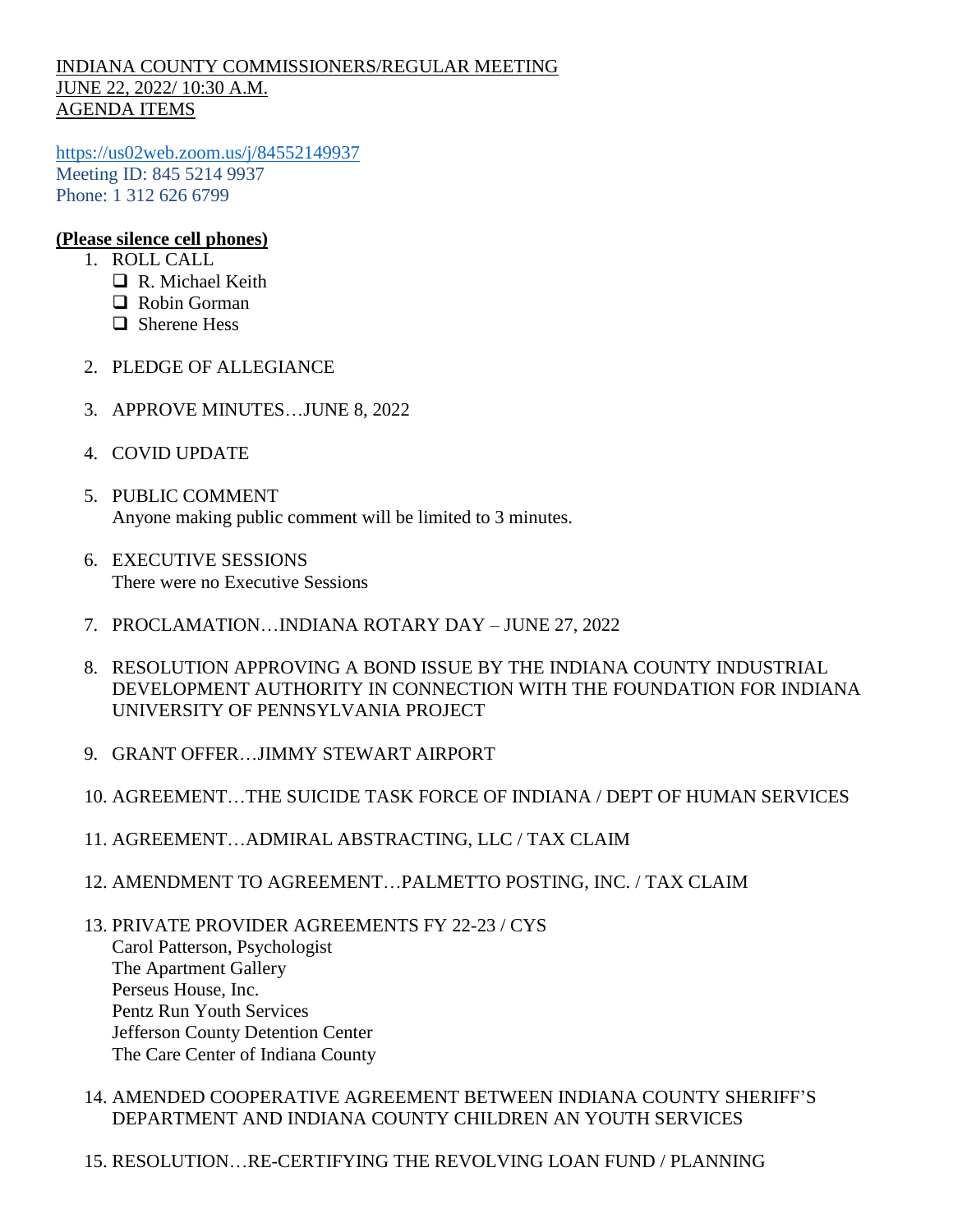INDIANA COUNTY COMMISSIONERS/REGULAR MEETING
JUNE 22, 2022/ 10:30 A.M.
AGENDA ITEMS

https://us02web.zoom.us/j/84552149937
Meeting ID: 845 5214 9937
Phone: 1 312 626 6799

**(Please silence cell phones)**

1. ROLL CALL
   - ❑ R. Michael Keith
   - ❑ Robin Gorman
   - ❑ Sherene Hess

2. PLEDGE OF ALLEGIANCE

3. APPROVE MINUTES…JUNE 8, 2022

4. COVID UPDATE

5. PUBLIC COMMENT
   Anyone making public comment will be limited to 3 minutes.

6. EXECUTIVE SESSIONS
   There were no Executive Sessions

7. PROCLAMATION…INDIANA ROTARY DAY – JUNE 27, 2022

8. RESOLUTION APPROVING A BOND ISSUE BY THE INDIANA COUNTY INDUSTRIAL DEVELOPMENT AUTHORITY IN CONNECTION WITH THE FOUNDATION FOR INDIANA UNIVERSITY OF PENNSYLVANIA PROJECT

9. GRANT OFFER…JIMMY STEWART AIRPORT

10. AGREEMENT…THE SUICIDE TASK FORCE OF INDIANA / DEPT OF HUMAN SERVICES

11. AGREEMENT…ADMIRAL ABSTRACTING, LLC / TAX CLAIM

12. AMENDMENT TO AGREEMENT…PALMETTO POSTING, INC. / TAX CLAIM

13. PRIVATE PROVIDER AGREEMENTS FY 22-23 / CYS
    Carol Patterson, Psychologist
    The Apartment Gallery
    Perseus House, Inc.
    Pentz Run Youth Services
    Jefferson County Detention Center
    The Care Center of Indiana County

14. AMENDED COOPERATIVE AGREEMENT BETWEEN INDIANA COUNTY SHERIFF'S DEPARTMENT AND INDIANA COUNTY CHILDREN AN YOUTH SERVICES

15. RESOLUTION…RE-CERTIFYING THE REVOLVING LOAN FUND / PLANNING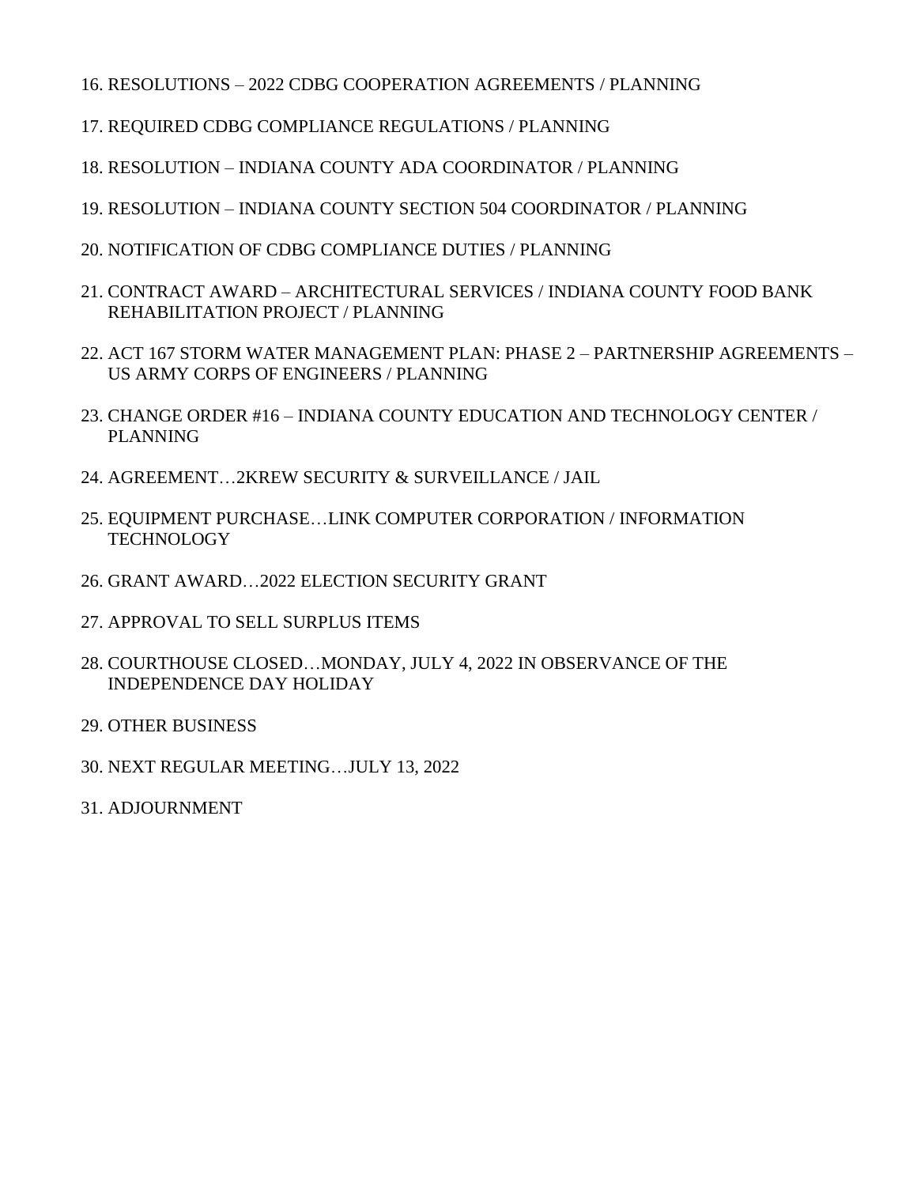16. RESOLUTIONS – 2022 CDBG COOPERATION AGREEMENTS / PLANNING

17. REQUIRED CDBG COMPLIANCE REGULATIONS / PLANNING

18. RESOLUTION – INDIANA COUNTY ADA COORDINATOR / PLANNING

19. RESOLUTION – INDIANA COUNTY SECTION 504 COORDINATOR / PLANNING

20. NOTIFICATION OF CDBG COMPLIANCE DUTIES / PLANNING

21. CONTRACT AWARD – ARCHITECTURAL SERVICES / INDIANA COUNTY FOOD BANK REHABILITATION PROJECT / PLANNING

22. ACT 167 STORM WATER MANAGEMENT PLAN: PHASE 2 – PARTNERSHIP AGREEMENTS – US ARMY CORPS OF ENGINEERS / PLANNING

23. CHANGE ORDER #16 – INDIANA COUNTY EDUCATION AND TECHNOLOGY CENTER / PLANNING

24. AGREEMENT…2KREW SECURITY & SURVEILLANCE / JAIL

25. EQUIPMENT PURCHASE…LINK COMPUTER CORPORATION / INFORMATION TECHNOLOGY

26. GRANT AWARD…2022 ELECTION SECURITY GRANT

27. APPROVAL TO SELL SURPLUS ITEMS

28. COURTHOUSE CLOSED…MONDAY, JULY 4, 2022 IN OBSERVANCE OF THE INDEPENDENCE DAY HOLIDAY

29. OTHER BUSINESS

30. NEXT REGULAR MEETING…JULY 13, 2022

31. ADJOURNMENT